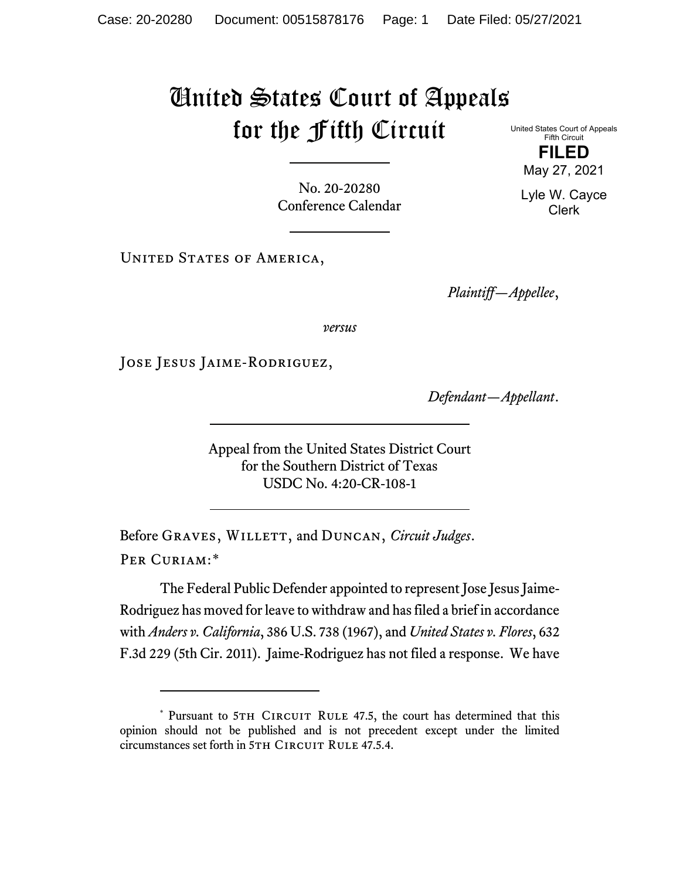# United States Court of Appeals for the Fifth Circuit

United States Court of Appeals
Fifth Circuit

**FILED**

May 27, 2021

Lyle W. Cayce
Clerk

No. 20-20280
Conference Calendar

---

United States of America,

*Plaintiff—Appellee*,

*versus*

Jose Jesus Jaime-Rodriguez,

*Defendant—Appellant*.

---

Appeal from the United States District Court
for the Southern District of Texas
USDC No. 4:20-CR-108-1

---

Before Graves, Willett, and Duncan, *Circuit Judges*.

Per Curiam:*

The Federal Public Defender appointed to represent Jose Jesus Jaime-Rodriguez has moved for leave to withdraw and has filed a brief in accordance with *Anders v. California*, 386 U.S. 738 (1967), and *United States v. Flores*, 632 F.3d 229 (5th Cir. 2011). Jaime-Rodriguez has not filed a response. We have

---

\* Pursuant to 5th Circuit Rule 47.5, the court has determined that this opinion should not be published and is not precedent except under the limited circumstances set forth in 5th Circuit Rule 47.5.4.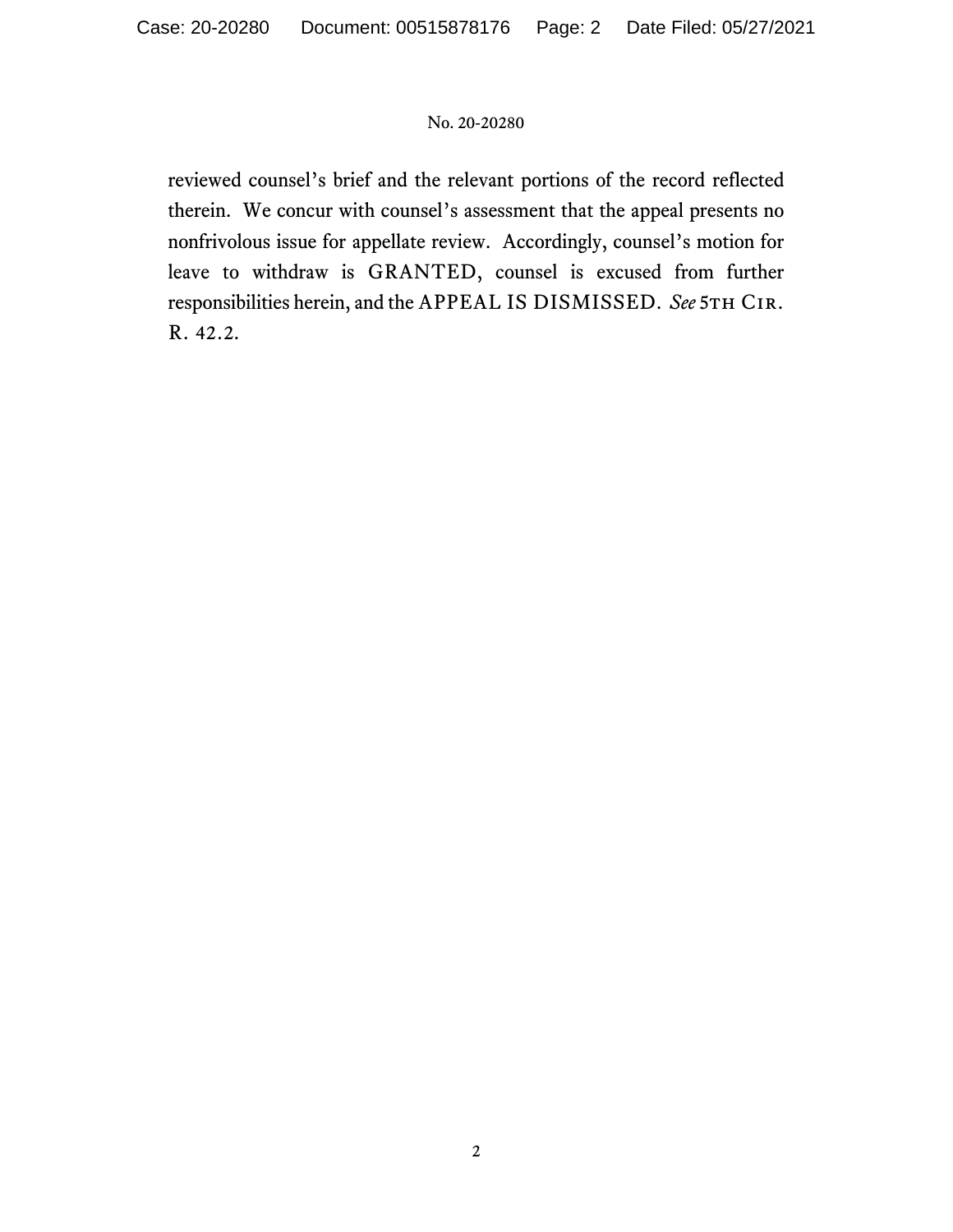reviewed counsel's brief and the relevant portions of the record reflected therein. We concur with counsel's assessment that the appeal presents no nonfrivolous issue for appellate review. Accordingly, counsel's motion for leave to withdraw is GRANTED, counsel is excused from further responsibilities herein, and the APPEAL IS DISMISSED. *See* 5TH CIR. R. 42.2.